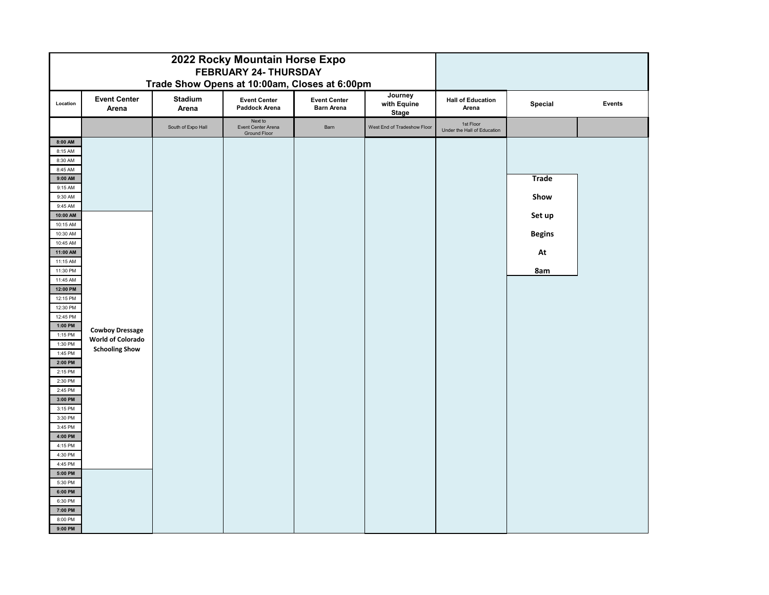# 2022 Rocky Mountain Horse Expo

## FEBRUARY 24- THURSDAY

### Trade Show Opens at 10:00am, Closes at 6:00pm

| Location | Event Center Arena | Stadium Arena | Event Center Paddock Arena | Event Center Barn Arena | Journey with Equine Stage | Hall of Education Arena | Special | Events |
|---|---|---|---|---|---|---|---|---|
| | | South of Expo Hall | Next to Event Center Arena Ground Floor | Barn | West End of Tradeshow Floor | 1st Floor Under the Hall of Education | | |
| 8:00 AM | | | | | | | | |
| 8:15 AM | | | | | | | | |
| 8:30 AM | | | | | | | | |
| 8:45 AM | | | | | | | | |
| 9:00 AM | | | | | | | Trade Show Set up Begins At 8am | |
| 9:15 AM | | | | | | | | |
| 9:30 AM | | | | | | | | |
| 9:45 AM | | | | | | | | |
| 10:00 AM | Cowboy Dressage World of Colorado Schooling Show | | | | | | | |
| 10:15 AM | | | | | | | | |
| 10:30 AM | | | | | | | | |
| 10:45 AM | | | | | | | | |
| 11:00 AM | | | | | | | | |
| 11:15 AM | | | | | | | | |
| 11:30 PM | | | | | | | | |
| 11:45 AM | | | | | | | | |
| 12:00 PM | | | | | | | | |
| 12:15 PM | | | | | | | | |
| 12:30 PM | | | | | | | | |
| 12:45 PM | | | | | | | | |
| 1:00 PM | | | | | | | | |
| 1:15 PM | | | | | | | | |
| 1:30 PM | | | | | | | | |
| 1:45 PM | | | | | | | | |
| 2:00 PM | | | | | | | | |
| 2:15 PM | | | | | | | | |
| 2:30 PM | | | | | | | | |
| 2:45 PM | | | | | | | | |
| 3:00 PM | | | | | | | | |
| 3:15 PM | | | | | | | | |
| 3:30 PM | | | | | | | | |
| 3:45 PM | | | | | | | | |
| 4:00 PM | | | | | | | | |
| 4:15 PM | | | | | | | | |
| 4:30 PM | | | | | | | | |
| 4:45 PM | | | | | | | | |
| 5:00 PM | | | | | | | | |
| 5:30 PM | | | | | | | | |
| 6:00 PM | | | | | | | | |
| 6:30 PM | | | | | | | | |
| 7:00 PM | | | | | | | | |
| 8:00 PM | | | | | | | | |
| 9:00 PM | | | | | | | | |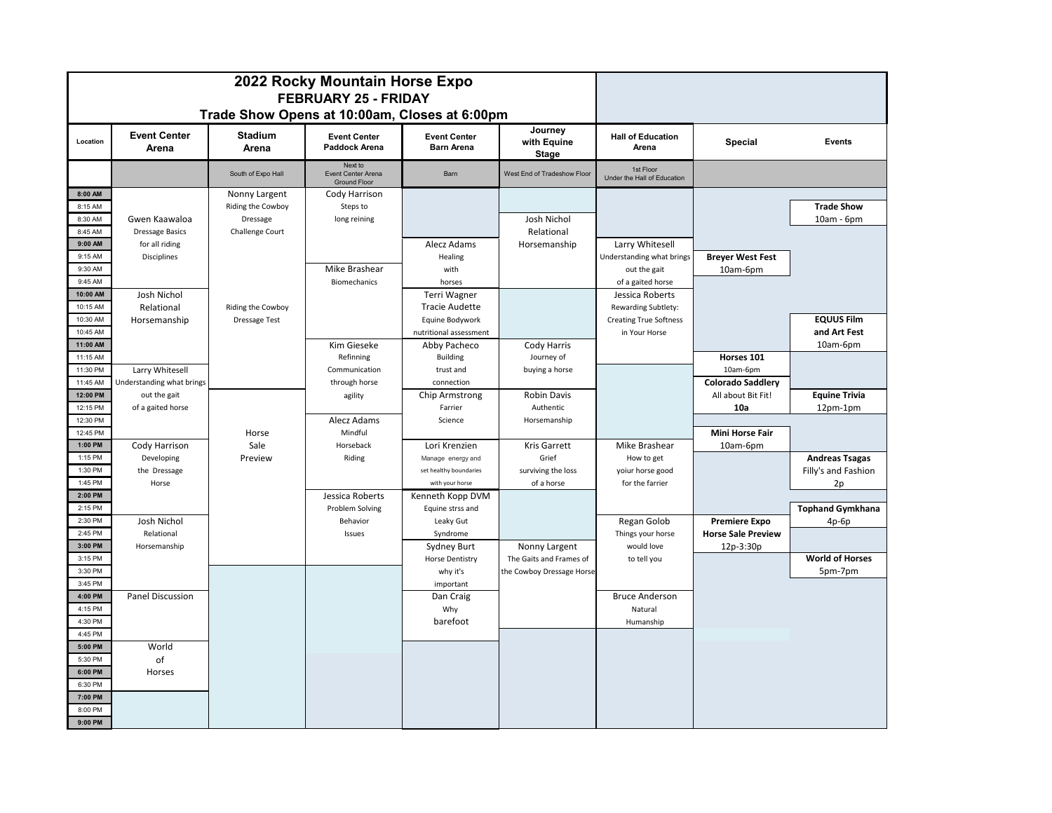# 2022 Rocky Mountain Horse Expo
## FEBRUARY 25 - FRIDAY
### Trade Show Opens at 10:00am, Closes at 6:00pm

| Location | Event Center Arena | Stadium Arena | Event Center Paddock Arena | Event Center Barn Arena | Journey with Equine Stage | Hall of Education Arena | Special | Events |
|---|---|---|---|---|---|---|---|---|
| | | South of Expo Hall | Next to Event Center Arena Ground Floor | Barn | West End of Tradeshow Floor | 1st Floor Under the Hall of Education | | |
| 8:00 AM | | Nonny Largent | Cody Harrison | | | | | |
| 8:15 AM | | Riding the Cowboy | Steps to | | | | | **Trade Show** |
| 8:30 AM | Gwen Kaawaloa | Dressage | long reining | | Josh Nichol | | | 10am - 6pm |
| 8:45 AM | Dressage Basics | Challenge Court | | | Relational | | | |
| 9:00 AM | for all riding | | | Alecz Adams | Horsemanship | Larry Whitesell | | |
| 9:15 AM | Disciplines | | | Healing | | Understanding what brings | **Breyer West Fest** | |
| 9:30 AM | | | Mike Brashear | with | | out the gait | 10am-6pm | |
| 9:45 AM | | | Biomechanics | horses | | of a gaited horse | | |
| 10:00 AM | Josh Nichol | | | Terri Wagner | | Jessica Roberts | | |
| 10:15 AM | Relational | Riding the Cowboy | | Tracie Audette | | Rewarding Subtlety: | | |
| 10:30 AM | Horsemanship | Dressage Test | | Equine Bodywork | | Creating True Softness | | **EQUUS Film** |
| 10:45 AM | | | | nutritional assessment | | in Your Horse | | **and Art Fest** |
| 11:00 AM | | | Kim Gieseke | Abby Pacheco | Cody Harris | | | 10am-6pm |
| 11:15 AM | | | Refinning | Building | Journey of | | **Horses 101** | |
| 11:30 PM | Larry Whitesell | | Communication | trust and | buying a horse | | 10am-6pm | |
| 11:45 AM | Understanding what brings | | through horse | connection | | | **Colorado Saddlery** | |
| 12:00 PM | out the gait | | agility | Chip Armstrong | Robin Davis | | All about Bit Fit! | **Equine Trivia** |
| 12:15 PM | of a gaited horse | | | Farrier | Authentic | | **10a** | 12pm-1pm |
| 12:30 PM | | | Alecz Adams | Science | Horsemanship | | | |
| 12:45 PM | | Horse | Mindful | | | | **Mini Horse Fair** | |
| 1:00 PM | Cody Harrison | Sale | Horseback | Lori Krenzien | Kris Garrett | Mike Brashear | 10am-6pm | |
| 1:15 PM | Developing | Preview | Riding | Manage energy and | Grief | How to get | | **Andreas Tsagas** |
| 1:30 PM | the Dressage | | | set healthy boundaries | surviving the loss | yoiur horse good | | Filly's and Fashion |
| 1:45 PM | Horse | | | with your horse | of a horse | for the farrier | | 2p |
| 2:00 PM | | | Jessica Roberts | Kenneth Kopp DVM | | | | |
| 2:15 PM | | | Problem Solving | Equine strss and | | | | **Tophand Gymkhana** |
| 2:30 PM | Josh Nichol | | Behavior | Leaky Gut | | Regan Golob | **Premiere Expo** | 4p-6p |
| 2:45 PM | Relational | | Issues | Syndrome | | Things your horse | **Horse Sale Preview** | |
| 3:00 PM | Horsemanship | | | Sydney Burt | Nonny Largent | would love | 12p-3:30p | |
| 3:15 PM | | | | Horse Dentistry | The Gaits and Frames of | to tell you | | **World of Horses** |
| 3:30 PM | | | | why it's | the Cowboy Dressage Horse | | | 5pm-7pm |
| 3:45 PM | | | | important | | | | |
| 4:00 PM | Panel Discussion | | | Dan Craig | | Bruce Anderson | | |
| 4:15 PM | | | | Why | | Natural | | |
| 4:30 PM | | | | barefoot | | Humanship | | |
| 4:45 PM | | | | | | | | |
| 5:00 PM | World | | | | | | | |
| 5:30 PM | of | | | | | | | |
| 6:00 PM | Horses | | | | | | | |
| 6:30 PM | | | | | | | | |
| 7:00 PM | | | | | | | | |
| 8:00 PM | | | | | | | | |
| 9:00 PM | | | | | | | | |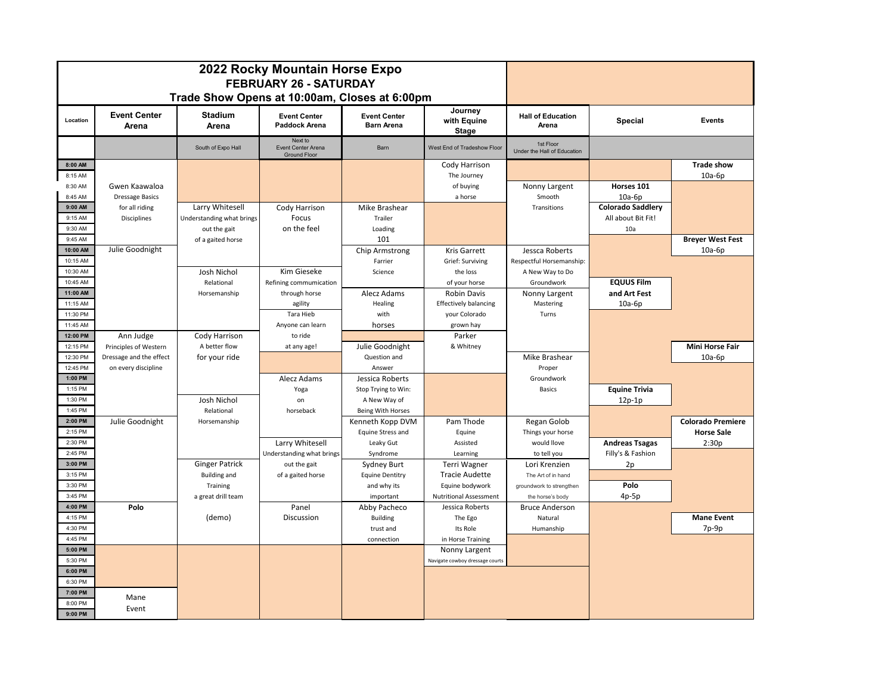# 2022 Rocky Mountain Horse Expo

## FEBRUARY 26 - SATURDAY

### Trade Show Opens at 10:00am, Closes at 6:00pm

| Location | Event Center Arena | Stadium Arena | Event Center Paddock Arena | Event Center Barn Arena | Journey with Equine Stage | Hall of Education Arena | Special | Events |
|---|---|---|---|---|---|---|---|---|
| | | South of Expo Hall | Next to Event Center Arena Ground Floor | Barn | West End of Tradeshow Floor | 1st Floor Under the Hall of Education | | |
| 8:00 AM | | | | | Cody Harrison | | | **Trade show** |
| 8:15 AM | | | | | The Journey | | | 10a-6p |
| 8:30 AM | Gwen Kaawaloa | | | | of buying | Nonny Largent | **Horses 101** | |
| 8:45 AM | Dressage Basics | | | | a horse | Smooth | 10a-6p | |
| 9:00 AM | for all riding | Larry Whitesell | Cody Harrison | Mike Brashear | | Transitions | **Colorado Saddlery** | |
| 9:15 AM | Disciplines | Understanding what brings | Focus | Trailer | | | All about Bit Fit! | |
| 9:30 AM | | out the gait | on the feel | Loading | | | 10a | |
| 9:45 AM | | of a gaited horse | | 101 | | | | **Breyer West Fest** |
| 10:00 AM | Julie Goodnight | | | Chip Armstrong | Kris Garrett | Jessca Roberts | | 10a-6p |
| 10:15 AM | | | | Farrier | Grief: Surviving | Respectful Horsemanship: | | |
| 10:30 AM | | Josh Nichol | Kim Gieseke | Science | the loss | A New Way to Do | | |
| 10:45 AM | | Relational | Refining commumication | | of your horse | Groundwork | **EQUUS Film** | |
| 11:00 AM | | Horsemanship | through horse | Alecz Adams | Robin Davis | Nonny Largent | **and Art Fest** | |
| 11:15 AM | | | agility | Healing | Effectively balancing | Mastering | 10a-6p | |
| 11:30 PM | | | Tara Hieb | with | your Colorado | Turns | | |
| 11:45 AM | | | Anyone can learn | horses | grown hay | | | |
| 12:00 PM | Ann Judge | Cody Harrison | to ride | | Parker | | | |
| 12:15 PM | Principles of Western | A better flow | at any age! | Julie Goodnight | & Whitney | | | **Mini Horse Fair** |
| 12:30 PM | Dressage and the effect | for your ride | | Question and | | Mike Brashear | | 10a-6p |
| 12:45 PM | on every discipline | | | Answer | | Proper | | |
| 1:00 PM | | | Alecz Adams | Jessica Roberts | | Groundwork | | |
| 1:15 PM | | | Yoga | Stop Trying to Win: | | Basics | **Equine Trivia** | |
| 1:30 PM | | Josh Nichol | on | A New Way of | | | 12p-1p | |
| 1:45 PM | | Relational | horseback | Being With Horses | | | | |
| 2:00 PM | Julie Goodnight | Horsemanship | | Kenneth Kopp DVM | Pam Thode | Regan Golob | | **Colorado Premiere** |
| 2:15 PM | | | | Equine Stress and | Equine | Things your horse | | **Horse Sale** |
| 2:30 PM | | | Larry Whitesell | Leaky Gut | Assisted | would llove | **Andreas Tsagas** | 2:30p |
| 2:45 PM | | | Understanding what brings | Syndrome | Learning | to tell you | Filly's & Fashion | |
| 3:00 PM | | Ginger Patrick | out the gait | Sydney Burt | Terri Wagner | Lori Krenzien | 2p | |
| 3:15 PM | | Building and | of a gaited horse | Equine Dentitry | Tracie Audette | The Art of in hand | | |
| 3:30 PM | | Training | | and why its | Equine bodywork | groundwork to strengthen | **Polo** | |
| 3:45 PM | | a great drill team | | important | Nutritional Assessment | the horse's body | 4p-5p | |
| 4:00 PM | **Polo** | | Panel | Abby Pacheco | Jessica Roberts | Bruce Anderson | | |
| 4:15 PM | | (demo) | Discussion | Building | The Ego | Natural | | **Mane Event** |
| 4:30 PM | | | | trust and | Its Role | Humanship | | 7p-9p |
| 4:45 PM | | | | connection | in Horse Training | | | |
| 5:00 PM | | | | | Nonny Largent | | | |
| 5:30 PM | | | | | Navigate cowboy dressage courts | | | |
| 6:00 PM | | | | | | | | |
| 6:30 PM | | | | | | | | |
| 7:00 PM | Mane | | | | | | | |
| 8:00 PM | Event | | | | | | | |
| 9:00 PM | | | | | | | | |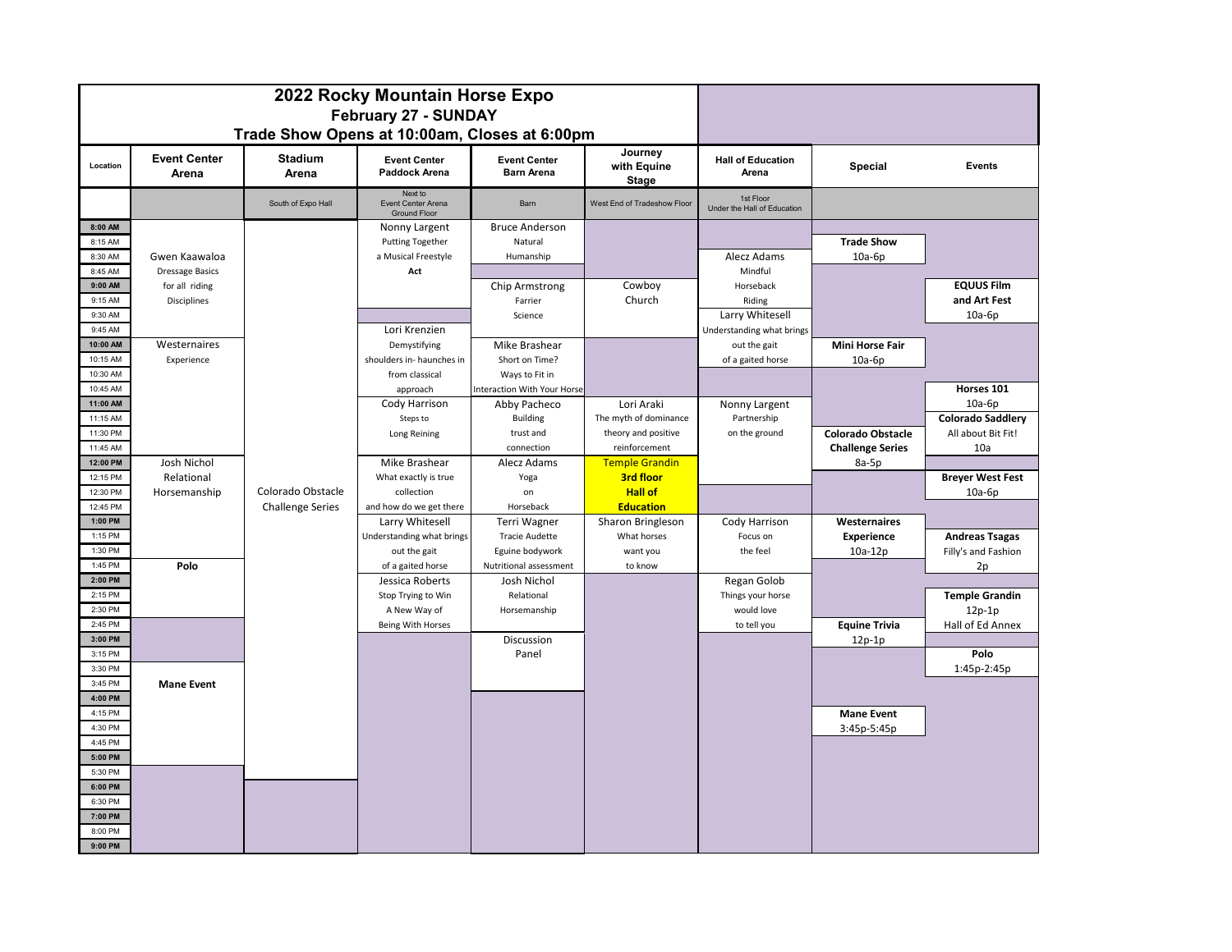# 2022 Rocky Mountain Horse Expo

## February 27 - SUNDAY

### Trade Show Opens at 10:00am, Closes at 6:00pm

| Location | Event Center Arena | Stadium Arena | Event Center Paddock Arena | Event Center Barn Arena | Journey with Equine Stage | Hall of Education Arena | Special | Events |
|---|---|---|---|---|---|---|---|---|
| | | South of Expo Hall | Next to Event Center Arena Ground Floor | Barn | West End of Tradeshow Floor | 1st Floor Under the Hall of Education | | |
| 8:00 AM | | | Nonny Largent | Bruce Anderson | | | | |
| 8:15 AM | | | Putting Together | Natural | | | **Trade Show** | |
| 8:30 AM | Gwen Kaawaloa | | a Musical Freestyle | Humanship | | Alecz Adams | 10a-6p | |
| 8:45 AM | Dressage Basics | | **Act** | | | Mindful | | |
| 9:00 AM | for all riding | | | Chip Armstrong | Cowboy | Horseback | | **EQUUS Film** |
| 9:15 AM | Disciplines | | | Farrier | Church | Riding | | **and Art Fest** |
| 9:30 AM | | | | Science | | Larry Whitesell | | 10a-6p |
| 9:45 AM | | | Lori Krenzien | | | Understanding what brings | | |
| 10:00 AM | Westernaires | | Demystifying | Mike Brashear | | out the gait | **Mini Horse Fair** | |
| 10:15 AM | Experience | | shoulders in- haunches in | Short on Time? | | of a gaited horse | 10a-6p | |
| 10:30 AM | | | from classical | Ways to Fit in | | | | |
| 10:45 AM | | | approach | Interaction With Your Horse | | | | **Horses 101** |
| 11:00 AM | | | Cody Harrison | Abby Pacheco | Lori Araki | Nonny Largent | | 10a-6p |
| 11:15 AM | | | Steps to | Building | The myth of dominance | Partnership | | **Colorado Saddlery** |
| 11:30 PM | | | Long Reining | trust and | theory and positive | on the ground | **Colorado Obstacle** | All about Bit Fit! |
| 11:45 AM | | | | connection | reinforcement | | **Challenge Series** | 10a |
| 12:00 PM | Josh Nichol | | Mike Brashear | Alecz Adams | Temple Grandin | | 8a-5p | |
| 12:15 PM | Relational | | What exactly is true | Yoga | **3rd floor** | | | **Breyer West Fest** |
| 12:30 PM | Horsemanship | Colorado Obstacle | collection | on | **Hall of** | | | 10a-6p |
| 12:45 PM | | Challenge Series | and how do we get there | Horseback | **Education** | | | |
| 1:00 PM | | | Larry Whitesell | Terri Wagner | Sharon Bringleson | Cody Harrison | **Westernaires** | |
| 1:15 PM | | | Understanding what brings | Tracie Audette | What horses | Focus on | **Experience** | **Andreas Tsagas** |
| 1:30 PM | | | out the gait | Eguine bodywork | want you | the feel | 10a-12p | Filly's and Fashion |
| 1:45 PM | **Polo** | | of a gaited horse | Nutritional assessment | to know | | | 2p |
| 2:00 PM | | | Jessica Roberts | Josh Nichol | | Regan Golob | | |
| 2:15 PM | | | Stop Trying to Win | Relational | | Things your horse | | **Temple Grandin** |
| 2:30 PM | | | A New Way of | Horsemanship | | would love | | 12p-1p |
| 2:45 PM | | | Being With Horses | | | to tell you | **Equine Trivia** | Hall of Ed Annex |
| 3:00 PM | | | | Discussion | | | 12p-1p | |
| 3:15 PM | | | | Panel | | | | **Polo** |
| 3:30 PM | | | | | | | | 1:45p-2:45p |
| 3:45 PM | **Mane Event** | | | | | | | |
| 4:00 PM | | | | | | | | |
| 4:15 PM | | | | | | | **Mane Event** | |
| 4:30 PM | | | | | | | 3:45p-5:45p | |
| 4:45 PM | | | | | | | | |
| 5:00 PM | | | | | | | | |
| 5:30 PM | | | | | | | | |
| 6:00 PM | | | | | | | | |
| 6:30 PM | | | | | | | | |
| 7:00 PM | | | | | | | | |
| 8:00 PM | | | | | | | | |
| 9:00 PM | | | | | | | | |